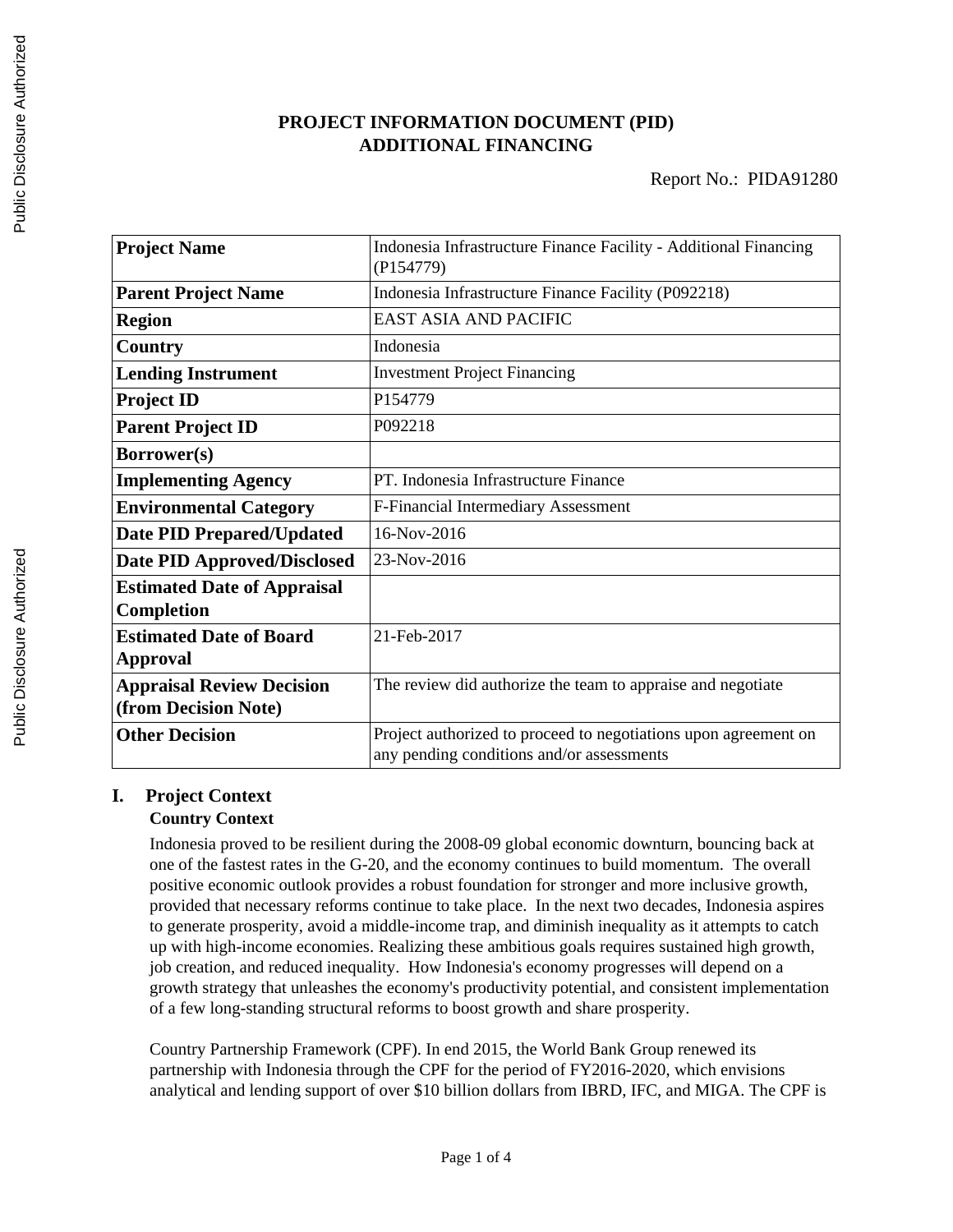# PROJECT INFORMATION DOCUMENT (PID)
# ADDITIONAL FINANCING

Report No.: PIDA91280

| | |
|---|---|
| **Project Name** | Indonesia Infrastructure Finance Facility - Additional Financing (P154779) |
| **Parent Project Name** | Indonesia Infrastructure Finance Facility (P092218) |
| **Region** | EAST ASIA AND PACIFIC |
| **Country** | Indonesia |
| **Lending Instrument** | Investment Project Financing |
| **Project ID** | P154779 |
| **Parent Project ID** | P092218 |
| **Borrower(s)** | |
| **Implementing Agency** | PT. Indonesia Infrastructure Finance |
| **Environmental Category** | F-Financial Intermediary Assessment |
| **Date PID Prepared/Updated** | 16-Nov-2016 |
| **Date PID Approved/Disclosed** | 23-Nov-2016 |
| **Estimated Date of Appraisal Completion** | |
| **Estimated Date of Board Approval** | 21-Feb-2017 |
| **Appraisal Review Decision (from Decision Note)** | The review did authorize the team to appraise and negotiate |
| **Other Decision** | Project authorized to proceed to negotiations upon agreement on any pending conditions and/or assessments |

## I. Project Context

### Country Context

Indonesia proved to be resilient during the 2008-09 global economic downturn, bouncing back at one of the fastest rates in the G-20, and the economy continues to build momentum. The overall positive economic outlook provides a robust foundation for stronger and more inclusive growth, provided that necessary reforms continue to take place. In the next two decades, Indonesia aspires to generate prosperity, avoid a middle-income trap, and diminish inequality as it attempts to catch up with high-income economies. Realizing these ambitious goals requires sustained high growth, job creation, and reduced inequality. How Indonesia's economy progresses will depend on a growth strategy that unleashes the economy's productivity potential, and consistent implementation of a few long-standing structural reforms to boost growth and share prosperity.

Country Partnership Framework (CPF). In end 2015, the World Bank Group renewed its partnership with Indonesia through the CPF for the period of FY2016-2020, which envisions analytical and lending support of over $10 billion dollars from IBRD, IFC, and MIGA. The CPF is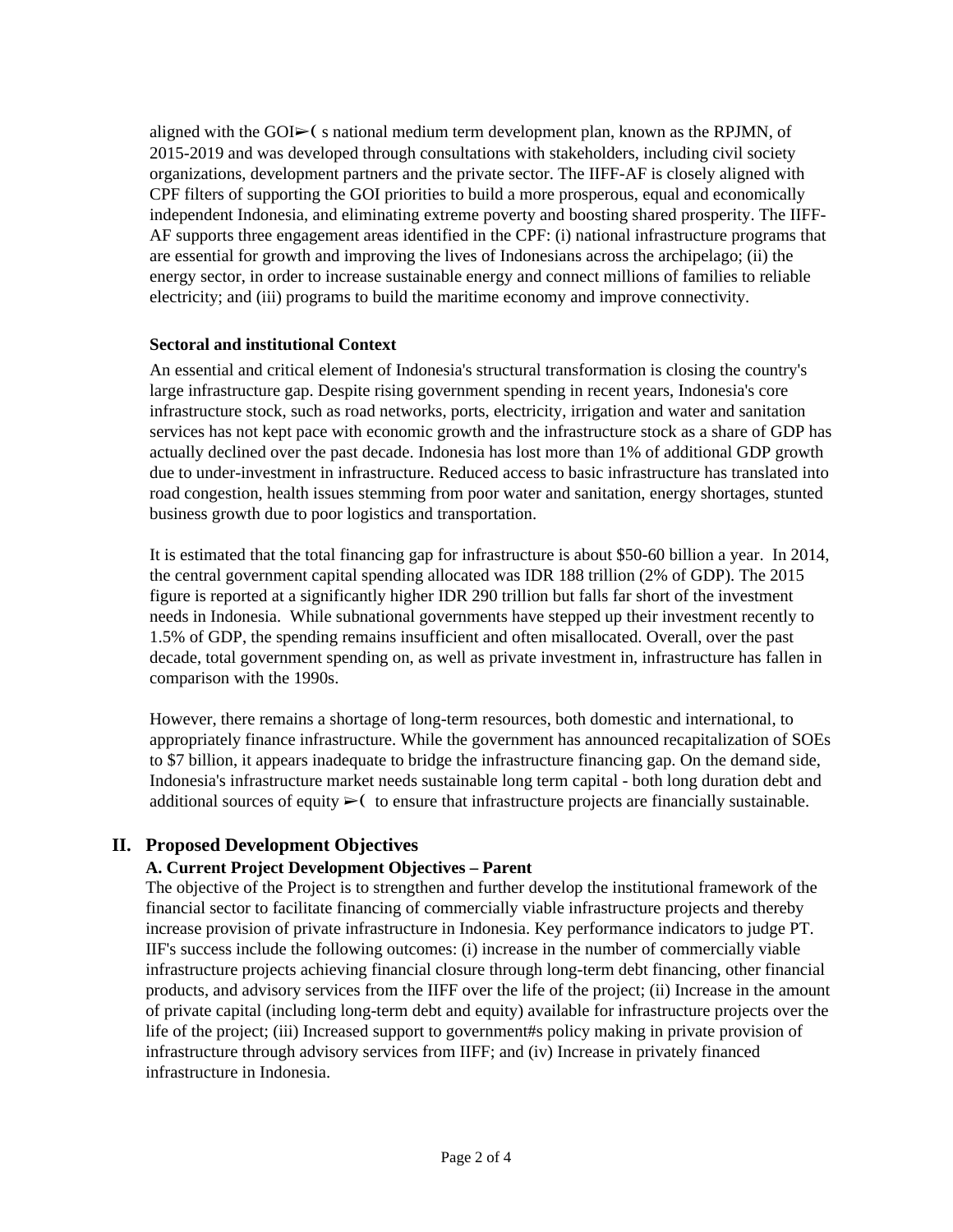aligned with the GOI➢( s national medium term development plan, known as the RPJMN, of 2015-2019 and was developed through consultations with stakeholders, including civil society organizations, development partners and the private sector. The IIFF-AF is closely aligned with CPF filters of supporting the GOI priorities to build a more prosperous, equal and economically independent Indonesia, and eliminating extreme poverty and boosting shared prosperity. The IIFF-AF supports three engagement areas identified in the CPF: (i) national infrastructure programs that are essential for growth and improving the lives of Indonesians across the archipelago; (ii) the energy sector, in order to increase sustainable energy and connect millions of families to reliable electricity; and (iii) programs to build the maritime economy and improve connectivity.

**Sectoral and institutional Context**

An essential and critical element of Indonesia's structural transformation is closing the country's large infrastructure gap. Despite rising government spending in recent years, Indonesia's core infrastructure stock, such as road networks, ports, electricity, irrigation and water and sanitation services has not kept pace with economic growth and the infrastructure stock as a share of GDP has actually declined over the past decade. Indonesia has lost more than 1% of additional GDP growth due to under-investment in infrastructure. Reduced access to basic infrastructure has translated into road congestion, health issues stemming from poor water and sanitation, energy shortages, stunted business growth due to poor logistics and transportation.

It is estimated that the total financing gap for infrastructure is about $50-60 billion a year. In 2014, the central government capital spending allocated was IDR 188 trillion (2% of GDP). The 2015 figure is reported at a significantly higher IDR 290 trillion but falls far short of the investment needs in Indonesia. While subnational governments have stepped up their investment recently to 1.5% of GDP, the spending remains insufficient and often misallocated. Overall, over the past decade, total government spending on, as well as private investment in, infrastructure has fallen in comparison with the 1990s.

However, there remains a shortage of long-term resources, both domestic and international, to appropriately finance infrastructure. While the government has announced recapitalization of SOEs to $7 billion, it appears inadequate to bridge the infrastructure financing gap. On the demand side, Indonesia's infrastructure market needs sustainable long term capital - both long duration debt and additional sources of equity ➢( to ensure that infrastructure projects are financially sustainable.

## II. Proposed Development Objectives

### A. Current Project Development Objectives – Parent

The objective of the Project is to strengthen and further develop the institutional framework of the financial sector to facilitate financing of commercially viable infrastructure projects and thereby increase provision of private infrastructure in Indonesia. Key performance indicators to judge PT. IIF's success include the following outcomes: (i) increase in the number of commercially viable infrastructure projects achieving financial closure through long-term debt financing, other financial products, and advisory services from the IIFF over the life of the project; (ii) Increase in the amount of private capital (including long-term debt and equity) available for infrastructure projects over the life of the project; (iii) Increased support to government#s policy making in private provision of infrastructure through advisory services from IIFF; and (iv) Increase in privately financed infrastructure in Indonesia.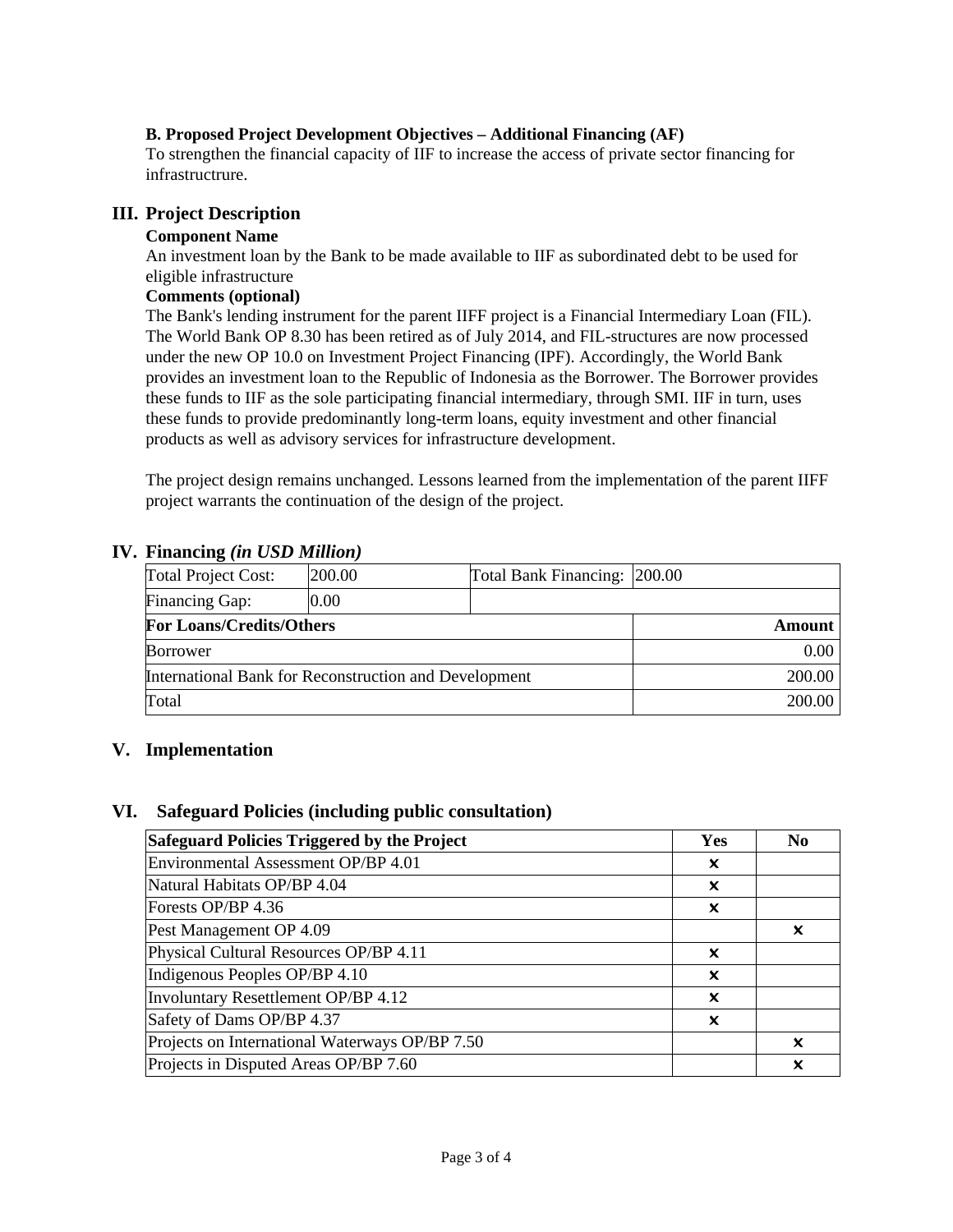### B. Proposed Project Development Objectives – Additional Financing (AF)

To strengthen the financial capacity of IIF to increase the access of private sector financing for infrastructrure.

## III. Project Description

**Component Name**

An investment loan by the Bank to be made available to IIF as subordinated debt to be used for eligible infrastructure

**Comments (optional)**

The Bank's lending instrument for the parent IIFF project is a Financial Intermediary Loan (FIL). The World Bank OP 8.30 has been retired as of July 2014, and FIL-structures are now processed under the new OP 10.0 on Investment Project Financing (IPF). Accordingly, the World Bank provides an investment loan to the Republic of Indonesia as the Borrower. The Borrower provides these funds to IIF as the sole participating financial intermediary, through SMI. IIF in turn, uses these funds to provide predominantly long-term loans, equity investment and other financial products as well as advisory services for infrastructure development.

The project design remains unchanged. Lessons learned from the implementation of the parent IIFF project warrants the continuation of the design of the project.

## IV. Financing *(in USD Million)*

| | | | |
|---|---|---|---|
| Total Project Cost: | 200.00 | Total Bank Financing: | 200.00 |
| Financing Gap: | 0.00 | | |

| For Loans/Credits/Others | Amount |
|---|---|
| Borrower | 0.00 |
| International Bank for Reconstruction and Development | 200.00 |
| Total | 200.00 |

## V. Implementation

## VI. Safeguard Policies (including public consultation)

| Safeguard Policies Triggered by the Project | Yes | No |
|---|---|---|
| Environmental Assessment OP/BP 4.01 | x | |
| Natural Habitats OP/BP 4.04 | x | |
| Forests OP/BP 4.36 | x | |
| Pest Management OP 4.09 | | x |
| Physical Cultural Resources OP/BP 4.11 | x | |
| Indigenous Peoples OP/BP 4.10 | x | |
| Involuntary Resettlement OP/BP 4.12 | x | |
| Safety of Dams OP/BP 4.37 | x | |
| Projects on International Waterways OP/BP 7.50 | | x |
| Projects in Disputed Areas OP/BP 7.60 | | x |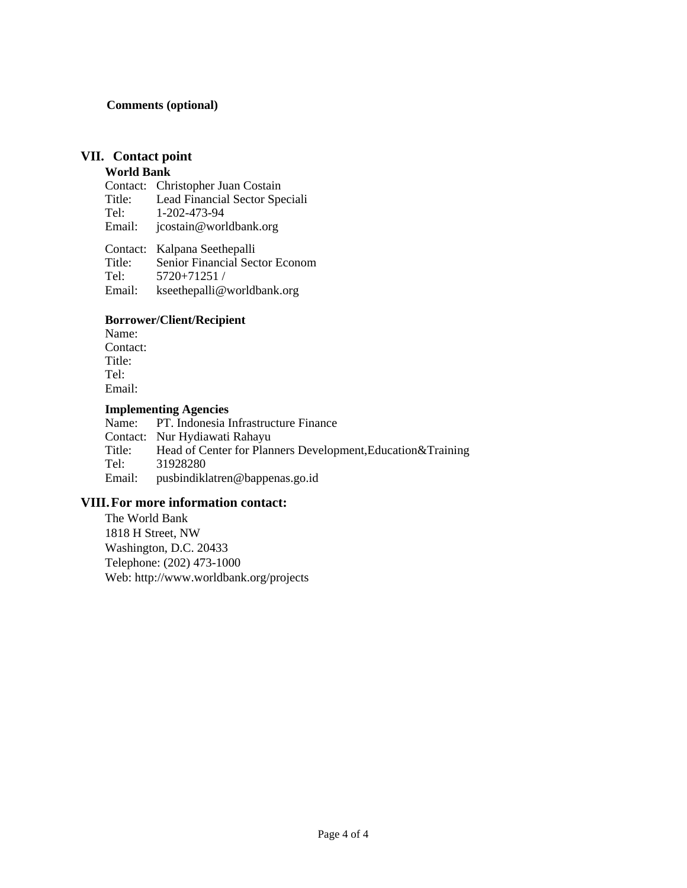**Comments (optional)**

## VII. Contact point

**World Bank**

Contact: Christopher Juan Costain
Title: Lead Financial Sector Speciali
Tel: 1-202-473-94
Email: jcostain@worldbank.org

Contact: Kalpana Seethepalli
Title: Senior Financial Sector Econom
Tel: 5720+71251 /
Email: kseethepalli@worldbank.org

**Borrower/Client/Recipient**

Name:
Contact:
Title:
Tel:
Email:

**Implementing Agencies**

Name: PT. Indonesia Infrastructure Finance
Contact: Nur Hydiawati Rahayu
Title: Head of Center for Planners Development,Education&Training
Tel: 31928280
Email: pusbindiklatren@bappenas.go.id

## VIII. For more information contact:

The World Bank
1818 H Street, NW
Washington, D.C. 20433
Telephone: (202) 473-1000
Web: http://www.worldbank.org/projects